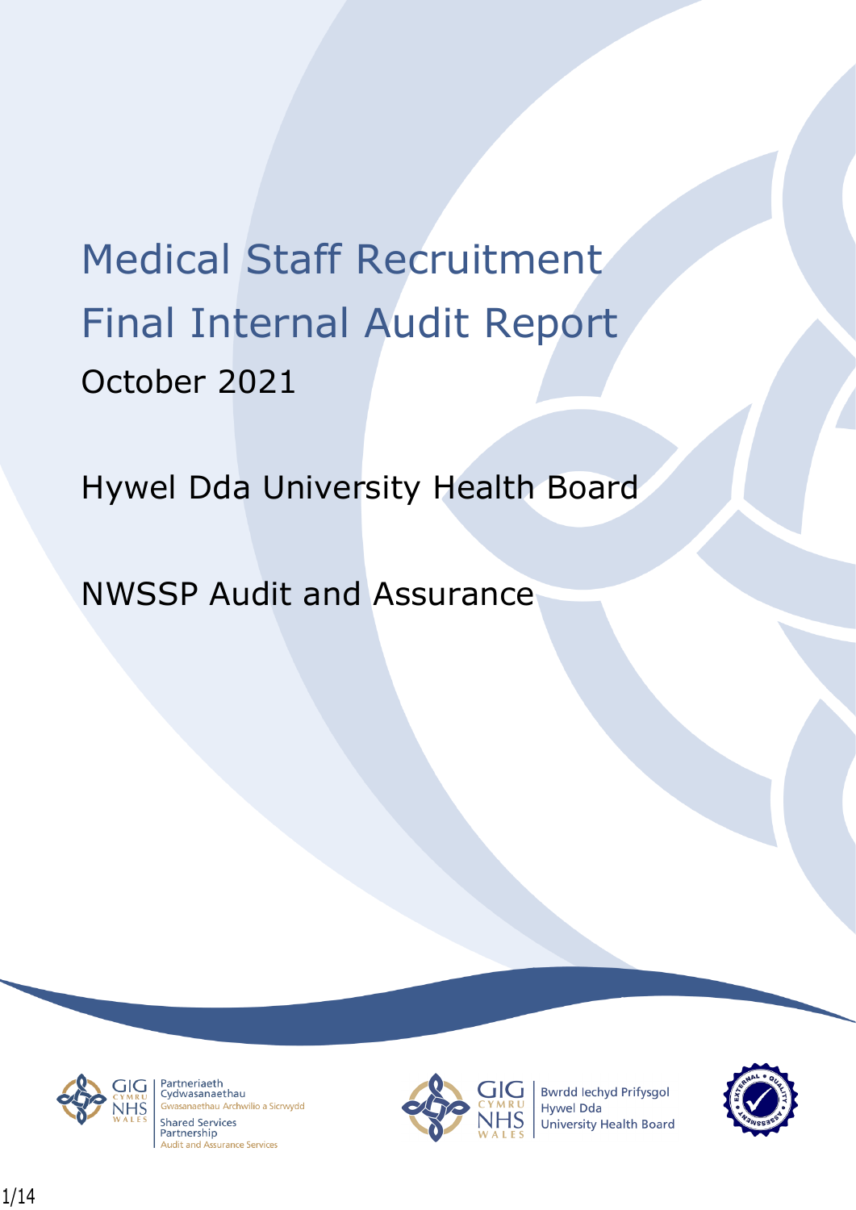# Medical Staff Recruitment Final Internal Audit Report

October 2021

Hywel Dda University Health Board

NWSSP Audit and Assurance

Partneriaeth Cydwasanaethau
Gwasanaethau Archwilio a Sicrwydd
Shared Services Partnership
Audit and Assurance Services

Bwrdd Iechyd Prifysgol Hywel Dda
University Health Board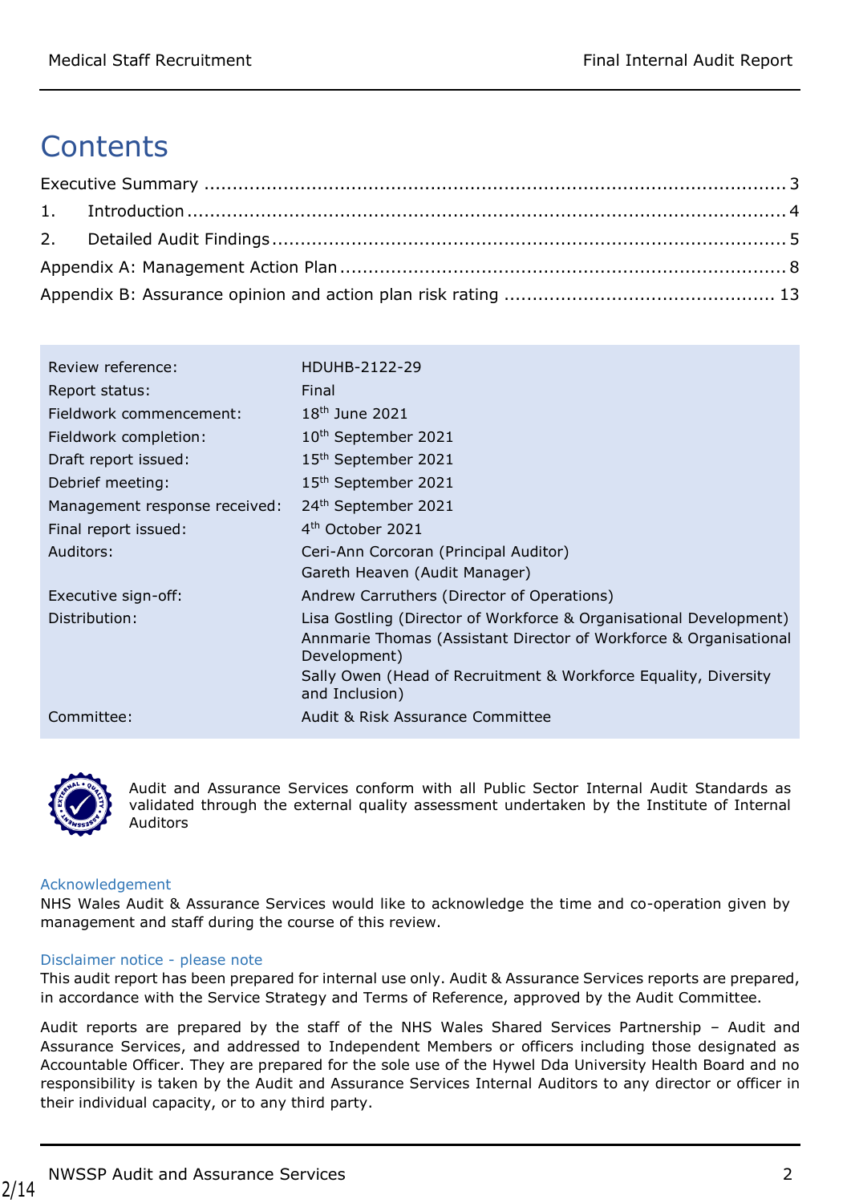# Contents

Executive Summary ........................................................................................................ 3

1. Introduction ............................................................................................................ 4

2. Detailed Audit Findings ........................................................................................... 5

Appendix A: Management Action Plan ................................................................................. 8

Appendix B: Assurance opinion and action plan risk rating ................................................. 13

| | |
|---|---|
| Review reference: | HDUHB-2122-29 |
| Report status: | Final |
| Fieldwork commencement: | 18th June 2021 |
| Fieldwork completion: | 10th September 2021 |
| Draft report issued: | 15th September 2021 |
| Debrief meeting: | 15th September 2021 |
| Management response received: | 24th September 2021 |
| Final report issued: | 4th October 2021 |
| Auditors: | Ceri-Ann Corcoran (Principal Auditor)<br>Gareth Heaven (Audit Manager) |
| Executive sign-off: | Andrew Carruthers (Director of Operations) |
| Distribution: | Lisa Gostling (Director of Workforce & Organisational Development)<br>Annmarie Thomas (Assistant Director of Workforce & Organisational Development)<br>Sally Owen (Head of Recruitment & Workforce Equality, Diversity and Inclusion) |
| Committee: | Audit & Risk Assurance Committee |

Audit and Assurance Services conform with all Public Sector Internal Audit Standards as validated through the external quality assessment undertaken by the Institute of Internal Auditors

### Acknowledgement

NHS Wales Audit & Assurance Services would like to acknowledge the time and co-operation given by management and staff during the course of this review.

### Disclaimer notice - please note

This audit report has been prepared for internal use only. Audit & Assurance Services reports are prepared, in accordance with the Service Strategy and Terms of Reference, approved by the Audit Committee.

Audit reports are prepared by the staff of the NHS Wales Shared Services Partnership – Audit and Assurance Services, and addressed to Independent Members or officers including those designated as Accountable Officer. They are prepared for the sole use of the Hywel Dda University Health Board and no responsibility is taken by the Audit and Assurance Services Internal Auditors to any director or officer in their individual capacity, or to any third party.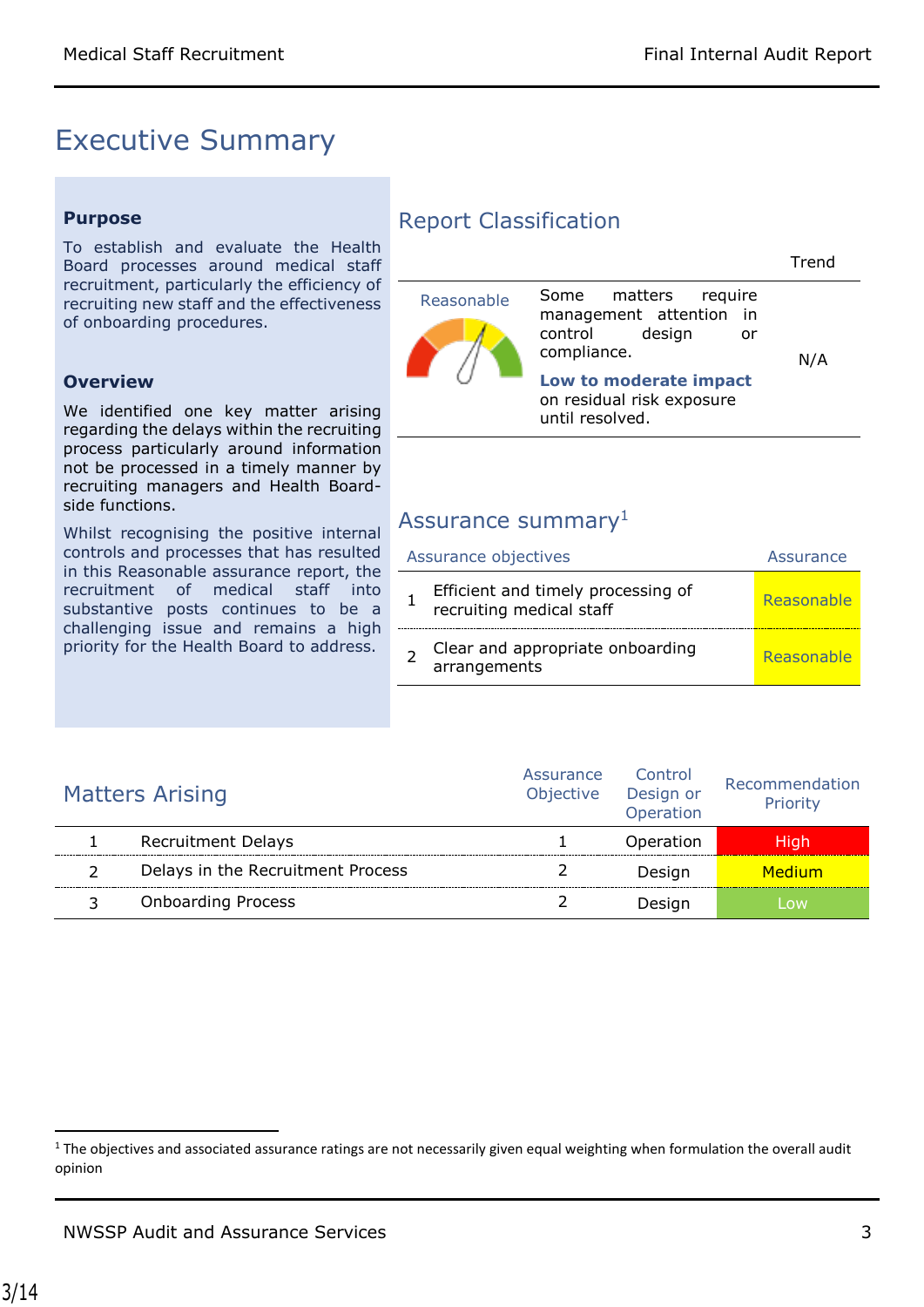# Executive Summary

**Purpose**

To establish and evaluate the Health Board processes around medical staff recruitment, particularly the efficiency of recruiting new staff and the effectiveness of onboarding procedures.

**Overview**

We identified one key matter arising regarding the delays within the recruiting process particularly around information not be processed in a timely manner by recruiting managers and Health Board-side functions.

Whilst recognising the positive internal controls and processes that has resulted in this Reasonable assurance report, the recruitment of medical staff into substantive posts continues to be a challenging issue and remains a high priority for the Health Board to address.

## Report Classification

| | | Trend |
|---|---|---|
| Reasonable | Some matters require management attention in control design or compliance. **Low to moderate impact** on residual risk exposure until resolved. | N/A |

## Assurance summary[1]

| | Assurance objectives | Assurance |
|---|---|---|
| 1 | Efficient and timely processing of recruiting medical staff | Reasonable |
| 2 | Clear and appropriate onboarding arrangements | Reasonable |

## Matters Arising

| | Matters Arising | Assurance Objective | Control Design or Operation | Recommendation Priority |
|---|---|---|---|---|
| 1 | Recruitment Delays | 1 | Operation | High |
| 2 | Delays in the Recruitment Process | 2 | Design | Medium |
| 3 | Onboarding Process | 2 | Design | Low |

[1] The objectives and associated assurance ratings are not necessarily given equal weighting when formulation the overall audit opinion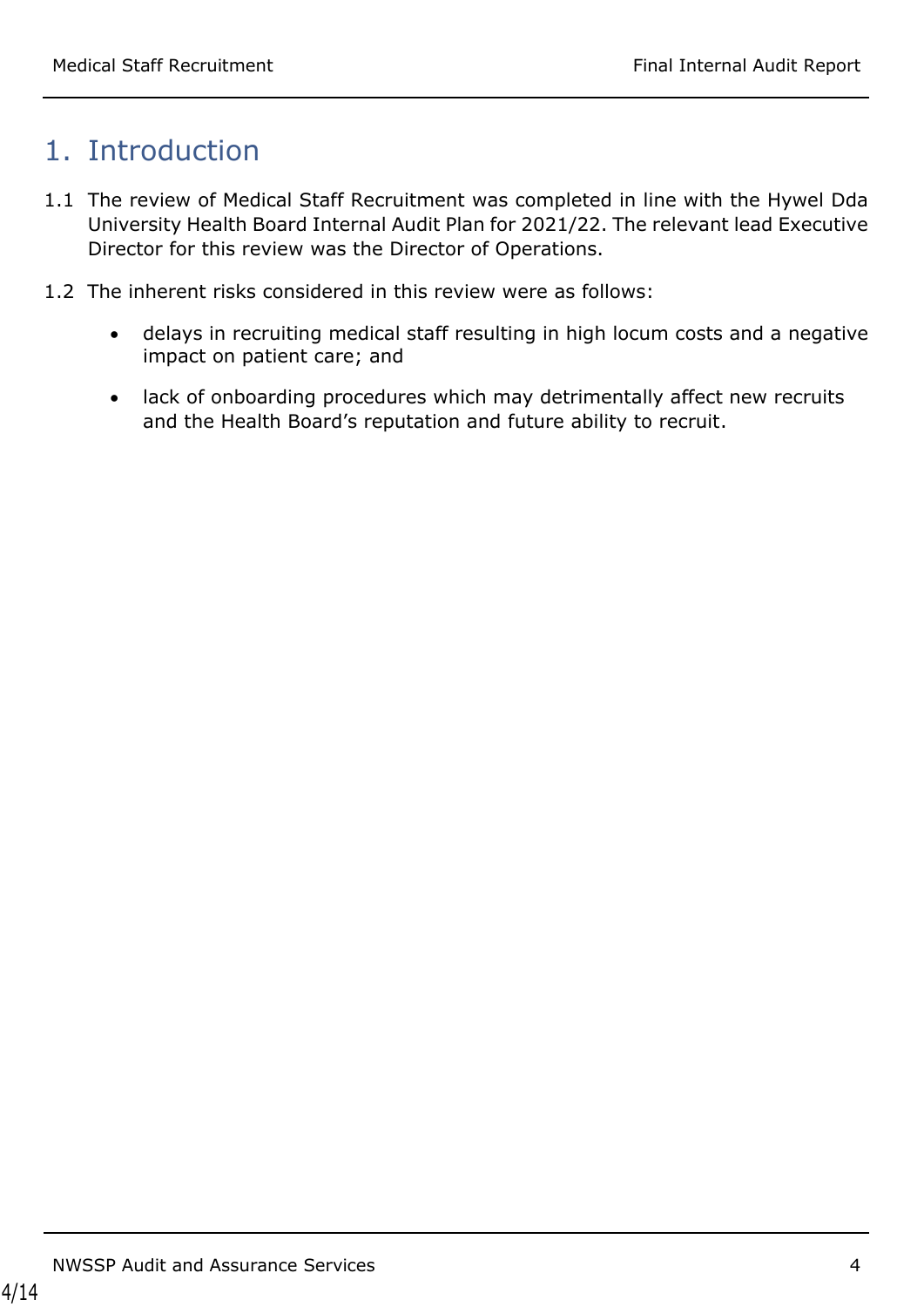# 1. Introduction

1.1 The review of Medical Staff Recruitment was completed in line with the Hywel Dda University Health Board Internal Audit Plan for 2021/22. The relevant lead Executive Director for this review was the Director of Operations.

1.2 The inherent risks considered in this review were as follows:

- delays in recruiting medical staff resulting in high locum costs and a negative impact on patient care; and
- lack of onboarding procedures which may detrimentally affect new recruits and the Health Board's reputation and future ability to recruit.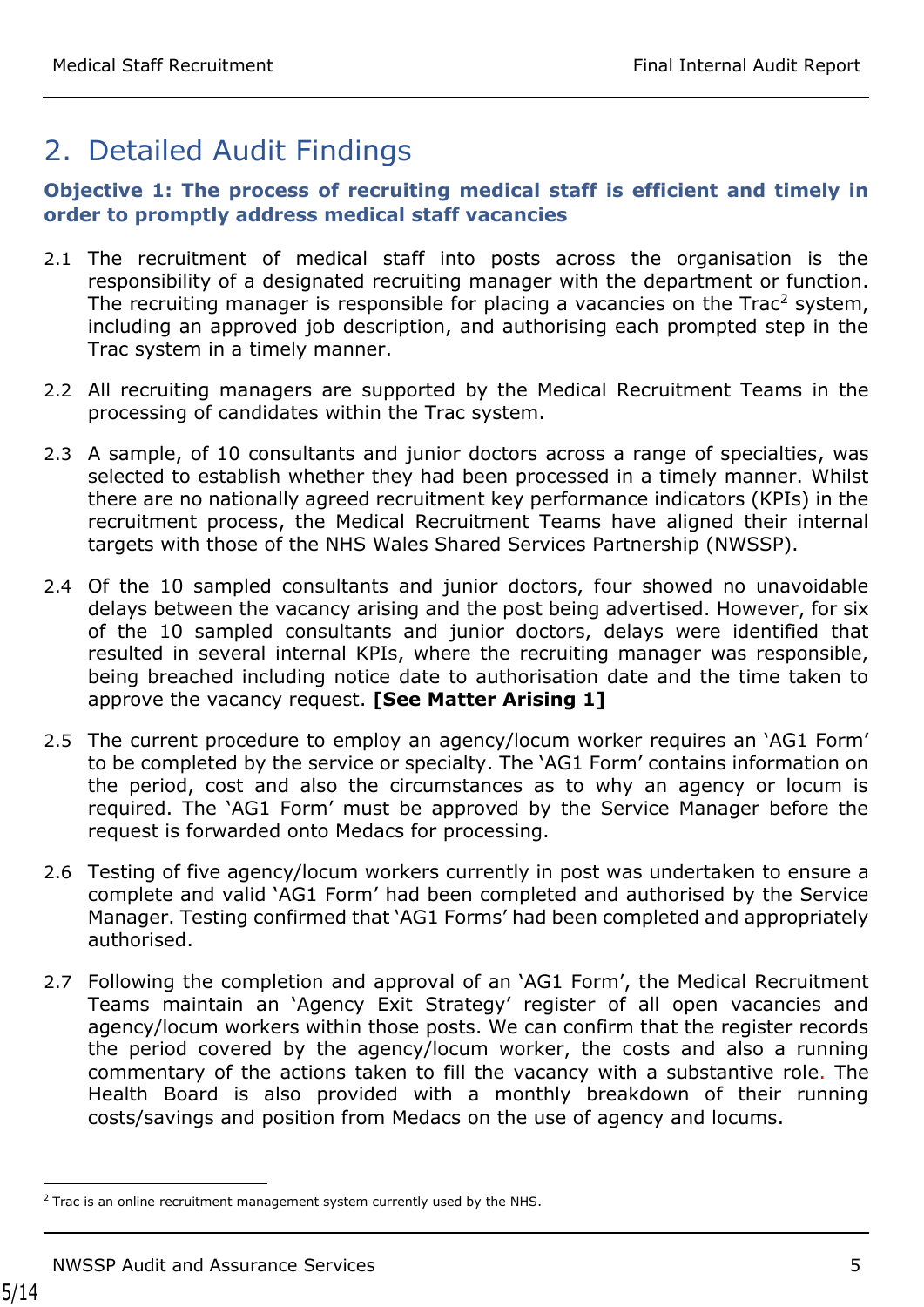## 2. Detailed Audit Findings

**Objective 1: The process of recruiting medical staff is efficient and timely in order to promptly address medical staff vacancies**

2.1 The recruitment of medical staff into posts across the organisation is the responsibility of a designated recruiting manager with the department or function. The recruiting manager is responsible for placing a vacancies on the Trac[2] system, including an approved job description, and authorising each prompted step in the Trac system in a timely manner.

2.2 All recruiting managers are supported by the Medical Recruitment Teams in the processing of candidates within the Trac system.

2.3 A sample, of 10 consultants and junior doctors across a range of specialties, was selected to establish whether they had been processed in a timely manner. Whilst there are no nationally agreed recruitment key performance indicators (KPIs) in the recruitment process, the Medical Recruitment Teams have aligned their internal targets with those of the NHS Wales Shared Services Partnership (NWSSP).

2.4 Of the 10 sampled consultants and junior doctors, four showed no unavoidable delays between the vacancy arising and the post being advertised. However, for six of the 10 sampled consultants and junior doctors, delays were identified that resulted in several internal KPIs, where the recruiting manager was responsible, being breached including notice date to authorisation date and the time taken to approve the vacancy request. **[See Matter Arising 1]**

2.5 The current procedure to employ an agency/locum worker requires an 'AG1 Form' to be completed by the service or specialty. The 'AG1 Form' contains information on the period, cost and also the circumstances as to why an agency or locum is required. The 'AG1 Form' must be approved by the Service Manager before the request is forwarded onto Medacs for processing.

2.6 Testing of five agency/locum workers currently in post was undertaken to ensure a complete and valid 'AG1 Form' had been completed and authorised by the Service Manager. Testing confirmed that 'AG1 Forms' had been completed and appropriately authorised.

2.7 Following the completion and approval of an 'AG1 Form', the Medical Recruitment Teams maintain an 'Agency Exit Strategy' register of all open vacancies and agency/locum workers within those posts. We can confirm that the register records the period covered by the agency/locum worker, the costs and also a running commentary of the actions taken to fill the vacancy with a substantive role. The Health Board is also provided with a monthly breakdown of their running costs/savings and position from Medacs on the use of agency and locums.

---

[2] Trac is an online recruitment management system currently used by the NHS.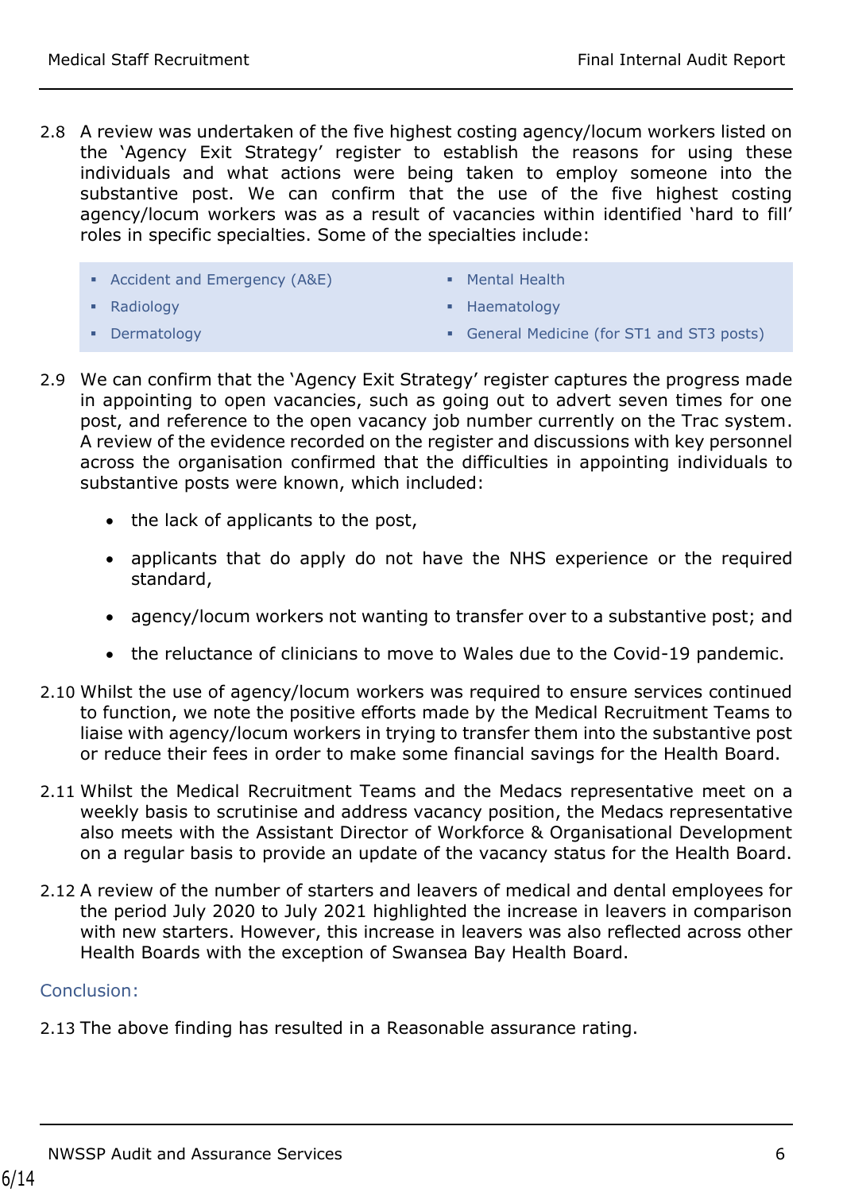2.8 A review was undertaken of the five highest costing agency/locum workers listed on the 'Agency Exit Strategy' register to establish the reasons for using these individuals and what actions were being taken to employ someone into the substantive post. We can confirm that the use of the five highest costing agency/locum workers was as a result of vacancies within identified 'hard to fill' roles in specific specialties. Some of the specialties include:

- Accident and Emergency (A&E)
- Radiology
- Dermatology
- Mental Health
- Haematology
- General Medicine (for ST1 and ST3 posts)

2.9 We can confirm that the 'Agency Exit Strategy' register captures the progress made in appointing to open vacancies, such as going out to advert seven times for one post, and reference to the open vacancy job number currently on the Trac system. A review of the evidence recorded on the register and discussions with key personnel across the organisation confirmed that the difficulties in appointing individuals to substantive posts were known, which included:

- the lack of applicants to the post,
- applicants that do apply do not have the NHS experience or the required standard,
- agency/locum workers not wanting to transfer over to a substantive post; and
- the reluctance of clinicians to move to Wales due to the Covid-19 pandemic.

2.10 Whilst the use of agency/locum workers was required to ensure services continued to function, we note the positive efforts made by the Medical Recruitment Teams to liaise with agency/locum workers in trying to transfer them into the substantive post or reduce their fees in order to make some financial savings for the Health Board.

2.11 Whilst the Medical Recruitment Teams and the Medacs representative meet on a weekly basis to scrutinise and address vacancy position, the Medacs representative also meets with the Assistant Director of Workforce & Organisational Development on a regular basis to provide an update of the vacancy status for the Health Board.

2.12 A review of the number of starters and leavers of medical and dental employees for the period July 2020 to July 2021 highlighted the increase in leavers in comparison with new starters. However, this increase in leavers was also reflected across other Health Boards with the exception of Swansea Bay Health Board.

### Conclusion:

2.13 The above finding has resulted in a Reasonable assurance rating.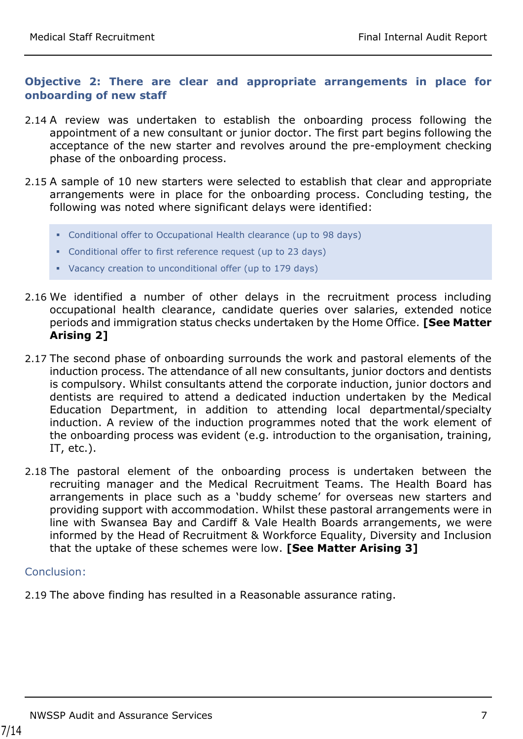### Objective 2: There are clear and appropriate arrangements in place for onboarding of new staff

2.14 A review was undertaken to establish the onboarding process following the appointment of a new consultant or junior doctor. The first part begins following the acceptance of the new starter and revolves around the pre-employment checking phase of the onboarding process.

2.15 A sample of 10 new starters were selected to establish that clear and appropriate arrangements were in place for the onboarding process. Concluding testing, the following was noted where significant delays were identified:

- Conditional offer to Occupational Health clearance (up to 98 days)
- Conditional offer to first reference request (up to 23 days)
- Vacancy creation to unconditional offer (up to 179 days)

2.16 We identified a number of other delays in the recruitment process including occupational health clearance, candidate queries over salaries, extended notice periods and immigration status checks undertaken by the Home Office. **[See Matter Arising 2]**

2.17 The second phase of onboarding surrounds the work and pastoral elements of the induction process. The attendance of all new consultants, junior doctors and dentists is compulsory. Whilst consultants attend the corporate induction, junior doctors and dentists are required to attend a dedicated induction undertaken by the Medical Education Department, in addition to attending local departmental/specialty induction. A review of the induction programmes noted that the work element of the onboarding process was evident (e.g. introduction to the organisation, training, IT, etc.).

2.18 The pastoral element of the onboarding process is undertaken between the recruiting manager and the Medical Recruitment Teams. The Health Board has arrangements in place such as a 'buddy scheme' for overseas new starters and providing support with accommodation. Whilst these pastoral arrangements were in line with Swansea Bay and Cardiff & Vale Health Boards arrangements, we were informed by the Head of Recruitment & Workforce Equality, Diversity and Inclusion that the uptake of these schemes were low. **[See Matter Arising 3]**

Conclusion:

2.19 The above finding has resulted in a Reasonable assurance rating.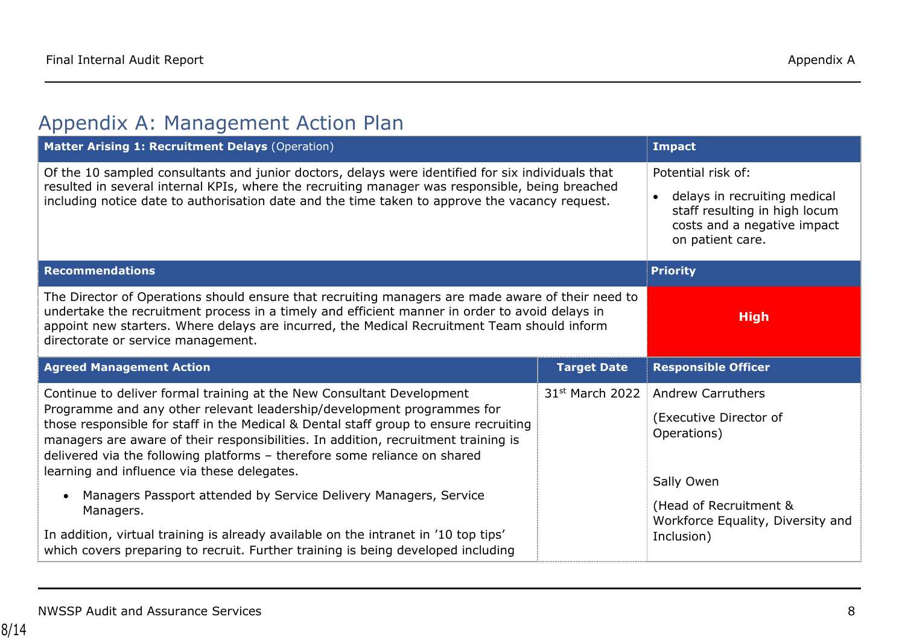# Appendix A: Management Action Plan

| Matter Arising 1: Recruitment Delays (Operation) | | Impact |
|---|---|---|
| Of the 10 sampled consultants and junior doctors, delays were identified for six individuals that resulted in several internal KPIs, where the recruiting manager was responsible, being breached including notice date to authorisation date and the time taken to approve the vacancy request. | | Potential risk of:<br>• delays in recruiting medical staff resulting in high locum costs and a negative impact on patient care. |
| **Recommendations** | | **Priority** |
| The Director of Operations should ensure that recruiting managers are made aware of their need to undertake the recruitment process in a timely and efficient manner in order to avoid delays in appoint new starters. Where delays are incurred, the Medical Recruitment Team should inform directorate or service management. | | **High** |
| **Agreed Management Action** | **Target Date** | **Responsible Officer** |
| Continue to deliver formal training at the New Consultant Development Programme and any other relevant leadership/development programmes for those responsible for staff in the Medical & Dental staff group to ensure recruiting managers are aware of their responsibilities. In addition, recruitment training is delivered via the following platforms – therefore some reliance on shared learning and influence via these delegates.<br>• Managers Passport attended by Service Delivery Managers, Service Managers.<br>In addition, virtual training is already available on the intranet in '10 top tips' which covers preparing to recruit. Further training is being developed including | 31st March 2022 | Andrew Carruthers<br>(Executive Director of Operations)<br><br>Sally Owen<br>(Head of Recruitment & Workforce Equality, Diversity and Inclusion) |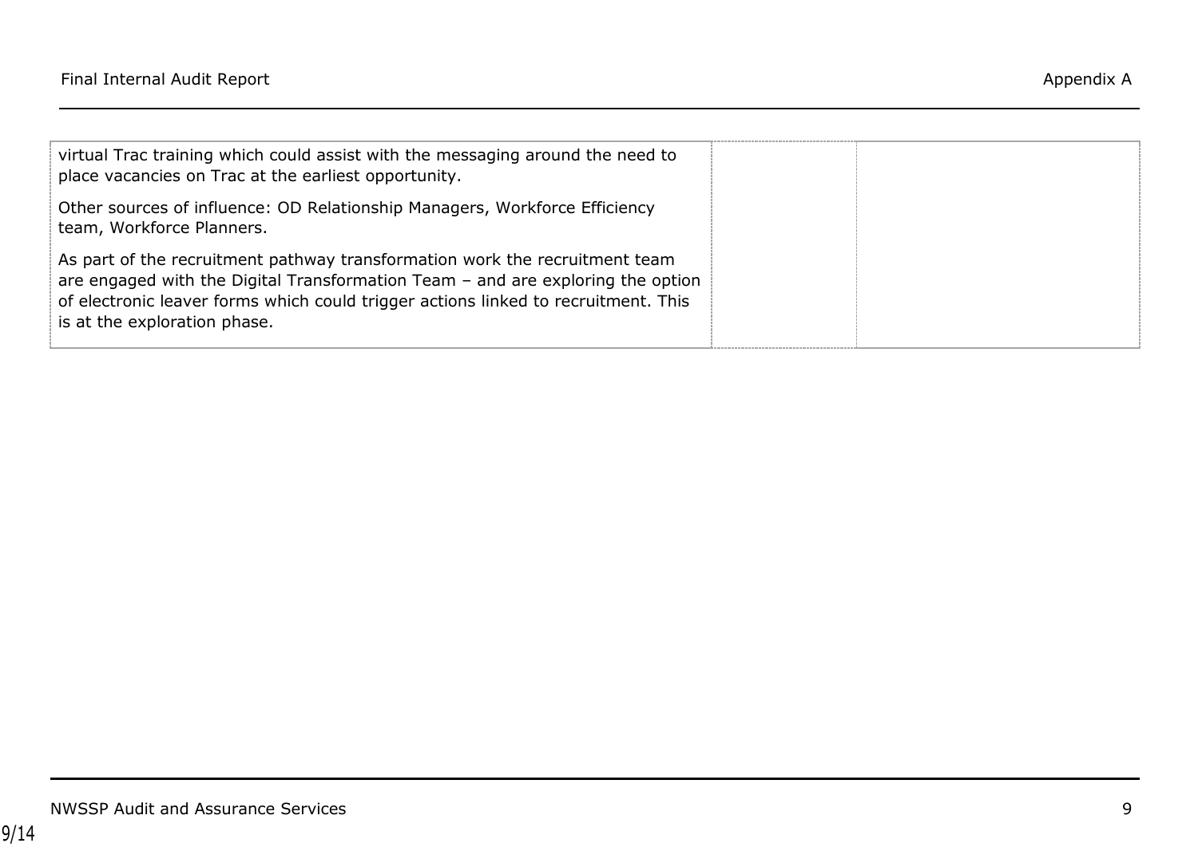| | | |
|---|---|---|
| virtual Trac training which could assist with the messaging around the need to place vacancies on Trac at the earliest opportunity.<br><br>Other sources of influence: OD Relationship Managers, Workforce Efficiency team, Workforce Planners.<br><br>As part of the recruitment pathway transformation work the recruitment team are engaged with the Digital Transformation Team – and are exploring the option of electronic leaver forms which could trigger actions linked to recruitment. This is at the exploration phase. | | |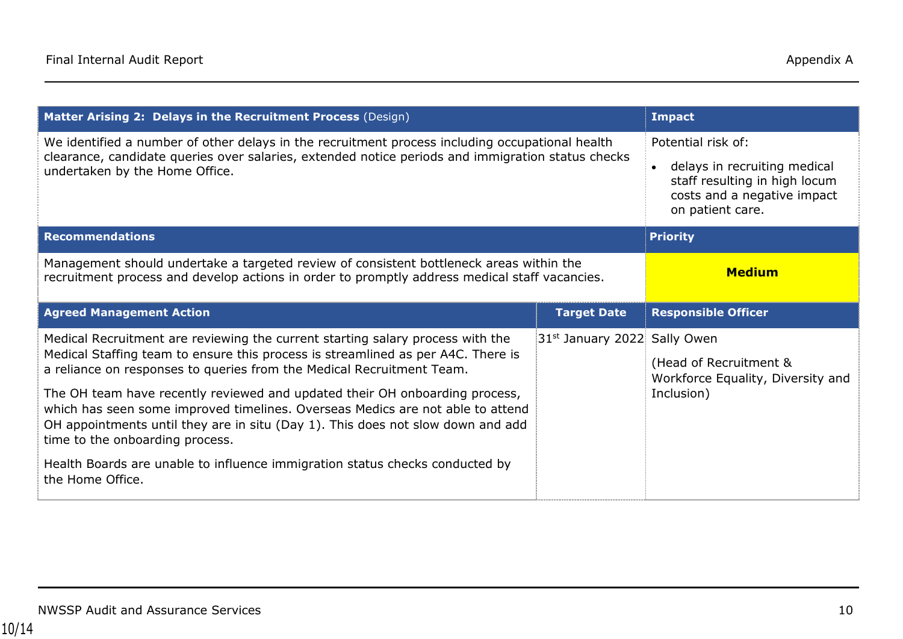| **Matter Arising 2: Delays in the Recruitment Process** (Design) | | **Impact** |
|---|---|---|
| We identified a number of other delays in the recruitment process including occupational health clearance, candidate queries over salaries, extended notice periods and immigration status checks undertaken by the Home Office. | | Potential risk of:<br>• delays in recruiting medical staff resulting in high locum costs and a negative impact on patient care. |
| **Recommendations** | | **Priority** |
| Management should undertake a targeted review of consistent bottleneck areas within the recruitment process and develop actions in order to promptly address medical staff vacancies. | | **Medium** |
| **Agreed Management Action** | **Target Date** | **Responsible Officer** |
| Medical Recruitment are reviewing the current starting salary process with the Medical Staffing team to ensure this process is streamlined as per A4C. There is a reliance on responses to queries from the Medical Recruitment Team.<br><br>The OH team have recently reviewed and updated their OH onboarding process, which has seen some improved timelines. Overseas Medics are not able to attend OH appointments until they are in situ (Day 1). This does not slow down and add time to the onboarding process.<br><br>Health Boards are unable to influence immigration status checks conducted by the Home Office. | 31st January 2022 | Sally Owen<br><br>(Head of Recruitment & Workforce Equality, Diversity and Inclusion) |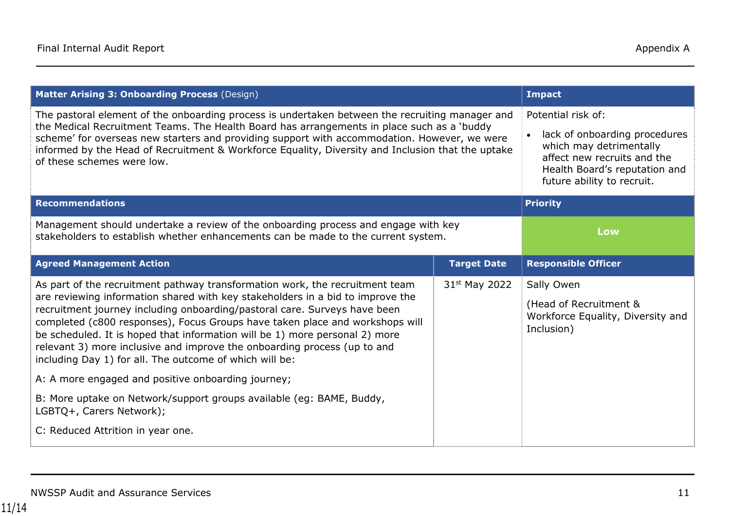| **Matter Arising 3: Onboarding Process** (Design) | | **Impact** |
|---|---|---|
| The pastoral element of the onboarding process is undertaken between the recruiting manager and the Medical Recruitment Teams. The Health Board has arrangements in place such as a 'buddy scheme' for overseas new starters and providing support with accommodation. However, we were informed by the Head of Recruitment & Workforce Equality, Diversity and Inclusion that the uptake of these schemes were low. | | Potential risk of: <br>• lack of onboarding procedures which may detrimentally affect new recruits and the Health Board's reputation and future ability to recruit. |
| **Recommendations** | | **Priority** |
| Management should undertake a review of the onboarding process and engage with key stakeholders to establish whether enhancements can be made to the current system. | | **Low** |
| **Agreed Management Action** | **Target Date** | **Responsible Officer** |
| As part of the recruitment pathway transformation work, the recruitment team are reviewing information shared with key stakeholders in a bid to improve the recruitment journey including onboarding/pastoral care. Surveys have been completed (c800 responses), Focus Groups have taken place and workshops will be scheduled. It is hoped that information will be 1) more personal 2) more relevant 3) more inclusive and improve the onboarding process (up to and including Day 1) for all. The outcome of which will be: <br><br>A: A more engaged and positive onboarding journey; <br><br>B: More uptake on Network/support groups available (eg: BAME, Buddy, LGBTQ+, Carers Network); <br><br>C: Reduced Attrition in year one. | 31st May 2022 | Sally Owen <br><br>(Head of Recruitment & Workforce Equality, Diversity and Inclusion) |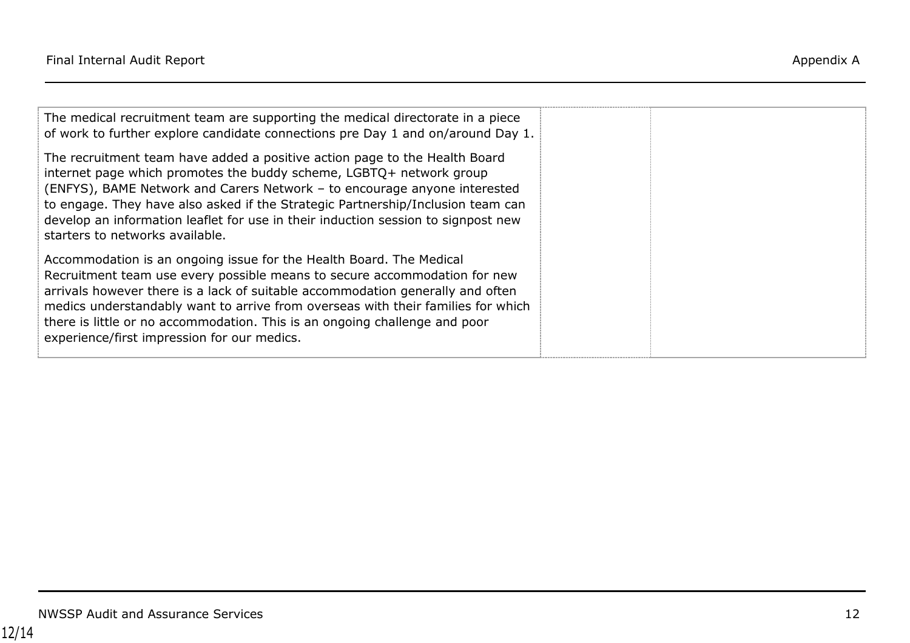| | | |
|---|---|---|
| The medical recruitment team are supporting the medical directorate in a piece of work to further explore candidate connections pre Day 1 and on/around Day 1.<br><br>The recruitment team have added a positive action page to the Health Board internet page which promotes the buddy scheme, LGBTQ+ network group (ENFYS), BAME Network and Carers Network – to encourage anyone interested to engage. They have also asked if the Strategic Partnership/Inclusion team can develop an information leaflet for use in their induction session to signpost new starters to networks available.<br><br>Accommodation is an ongoing issue for the Health Board. The Medical Recruitment team use every possible means to secure accommodation for new arrivals however there is a lack of suitable accommodation generally and often medics understandably want to arrive from overseas with their families for which there is little or no accommodation. This is an ongoing challenge and poor experience/first impression for our medics. | | |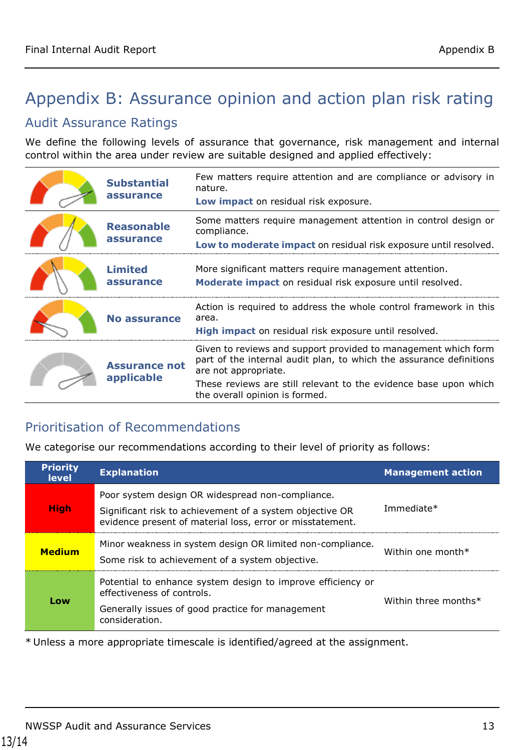# Appendix B: Assurance opinion and action plan risk rating

## Audit Assurance Ratings

We define the following levels of assurance that governance, risk management and internal control within the area under review are suitable designed and applied effectively:

| | |
|---|---|
| **Substantial assurance** | Few matters require attention and are compliance or advisory in nature. **Low impact** on residual risk exposure. |
| **Reasonable assurance** | Some matters require management attention in control design or compliance. **Low to moderate impact** on residual risk exposure until resolved. |
| **Limited assurance** | More significant matters require management attention. **Moderate impact** on residual risk exposure until resolved. |
| **No assurance** | Action is required to address the whole control framework in this area. **High impact** on residual risk exposure until resolved. |
| **Assurance not applicable** | Given to reviews and support provided to management which form part of the internal audit plan, to which the assurance definitions are not appropriate. These reviews are still relevant to the evidence base upon which the overall opinion is formed. |

## Prioritisation of Recommendations

We categorise our recommendations according to their level of priority as follows:

| Priority level | Explanation | Management action |
|---|---|---|
| **High** | Poor system design OR widespread non-compliance. Significant risk to achievement of a system objective OR evidence present of material loss, error or misstatement. | Immediate* |
| **Medium** | Minor weakness in system design OR limited non-compliance. Some risk to achievement of a system objective. | Within one month* |
| **Low** | Potential to enhance system design to improve efficiency or effectiveness of controls. Generally issues of good practice for management consideration. | Within three months* |

\* Unless a more appropriate timescale is identified/agreed at the assignment.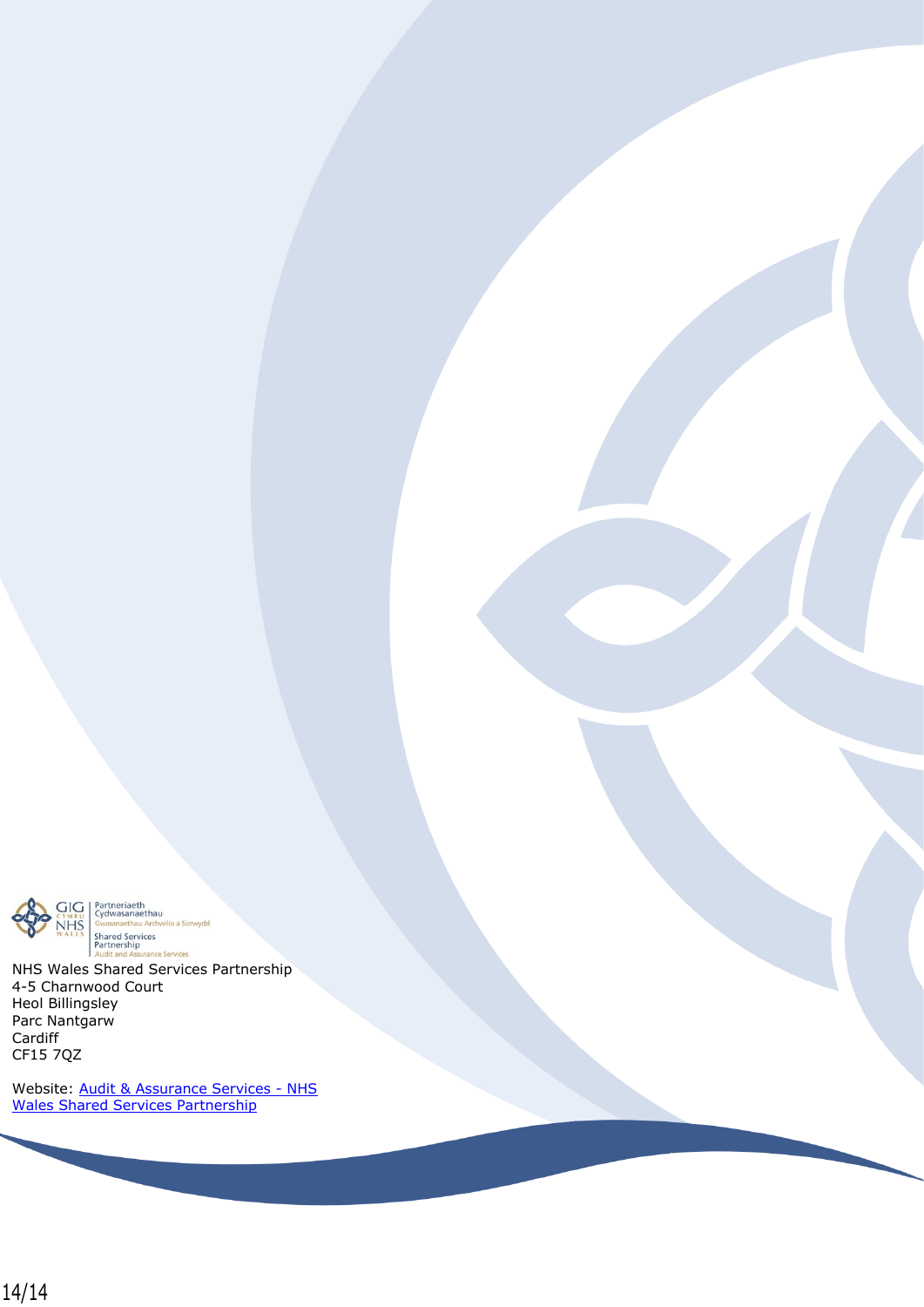GIG CYMRU NHS WALES | Partneriaeth Cydwasanaethau Gwasanaethau Archwilio a Sicrwydd | Shared Services Partnership Audit and Assurance Services

NHS Wales Shared Services Partnership
4-5 Charnwood Court
Heol Billingsley
Parc Nantgarw
Cardiff
CF15 7QZ

Website: [Audit & Assurance Services - NHS Wales Shared Services Partnership]